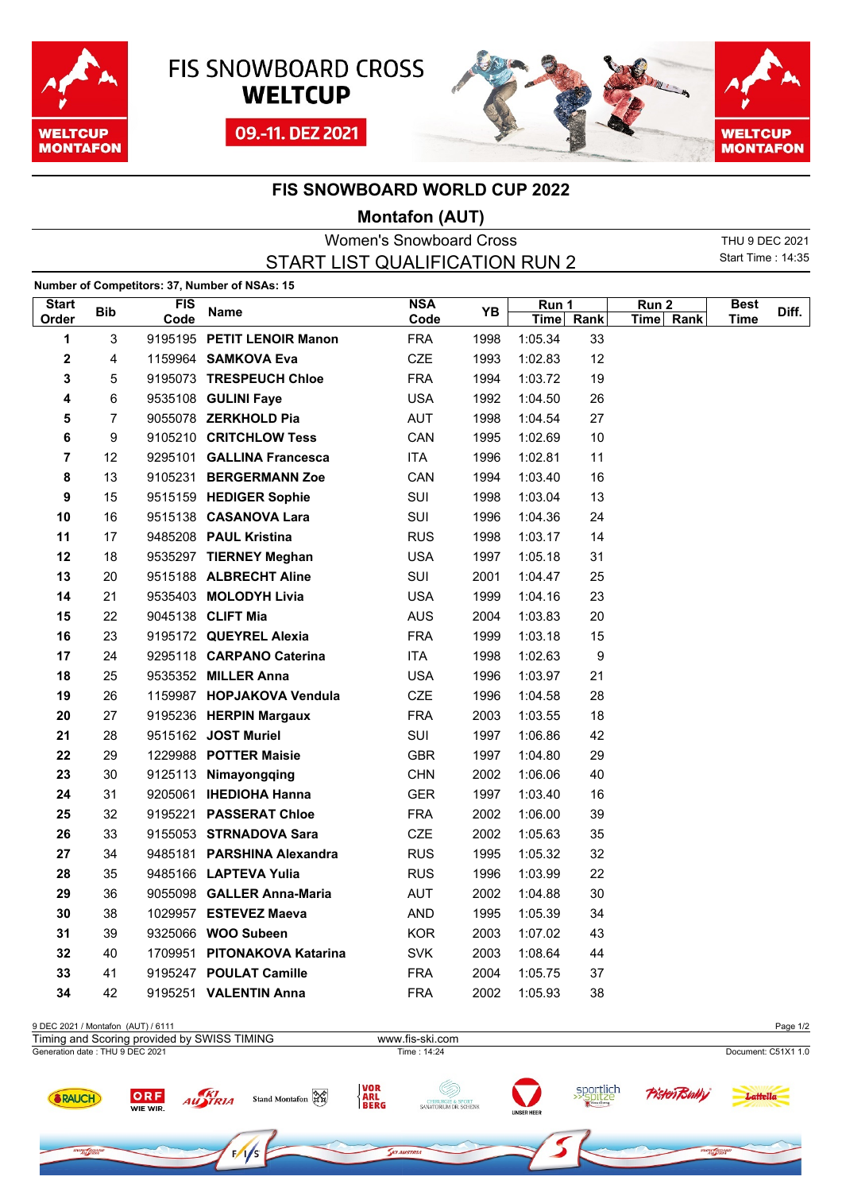FIS SNOWBOARD CROSS
**WELTCUP**

09.-11. DEZ 2021

# FIS SNOWBOARD WORLD CUP 2022

## Montafon (AUT)

Women's Snowboard Cross

START LIST QUALIFICATION RUN 2

THU 9 DEC 2021
Start Time : 14:35

**Number of Competitors: 37, Number of NSAs: 15**

| Start Order | Bib | FIS Code | Name | NSA Code | YB | Run 1 Time | Run 1 Rank | Run 2 Time | Run 2 Rank | Best Time | Diff. |
|---|---|---|---|---|---|---|---|---|---|---|---|
| **1** | 3 | 9195195 | **PETIT LENOIR Manon** | FRA | 1998 | 1:05.34 | 33 | | | | |
| **2** | 4 | 1159964 | **SAMKOVA Eva** | CZE | 1993 | 1:02.83 | 12 | | | | |
| **3** | 5 | 9195073 | **TRESPEUCH Chloe** | FRA | 1994 | 1:03.72 | 19 | | | | |
| **4** | 6 | 9535108 | **GULINI Faye** | USA | 1992 | 1:04.50 | 26 | | | | |
| **5** | 7 | 9055078 | **ZERKHOLD Pia** | AUT | 1998 | 1:04.54 | 27 | | | | |
| **6** | 9 | 9105210 | **CRITCHLOW Tess** | CAN | 1995 | 1:02.69 | 10 | | | | |
| **7** | 12 | 9295101 | **GALLINA Francesca** | ITA | 1996 | 1:02.81 | 11 | | | | |
| **8** | 13 | 9105231 | **BERGERMANN Zoe** | CAN | 1994 | 1:03.40 | 16 | | | | |
| **9** | 15 | 9515159 | **HEDIGER Sophie** | SUI | 1998 | 1:03.04 | 13 | | | | |
| **10** | 16 | 9515138 | **CASANOVA Lara** | SUI | 1996 | 1:04.36 | 24 | | | | |
| **11** | 17 | 9485208 | **PAUL Kristina** | RUS | 1998 | 1:03.17 | 14 | | | | |
| **12** | 18 | 9535297 | **TIERNEY Meghan** | USA | 1997 | 1:05.18 | 31 | | | | |
| **13** | 20 | 9515188 | **ALBRECHT Aline** | SUI | 2001 | 1:04.47 | 25 | | | | |
| **14** | 21 | 9535403 | **MOLODYH Livia** | USA | 1999 | 1:04.16 | 23 | | | | |
| **15** | 22 | 9045138 | **CLIFT Mia** | AUS | 2004 | 1:03.83 | 20 | | | | |
| **16** | 23 | 9195172 | **QUEYREL Alexia** | FRA | 1999 | 1:03.18 | 15 | | | | |
| **17** | 24 | 9295118 | **CARPANO Caterina** | ITA | 1998 | 1:02.63 | 9 | | | | |
| **18** | 25 | 9535352 | **MILLER Anna** | USA | 1996 | 1:03.97 | 21 | | | | |
| **19** | 26 | 1159987 | **HOPJAKOVA Vendula** | CZE | 1996 | 1:04.58 | 28 | | | | |
| **20** | 27 | 9195236 | **HERPIN Margaux** | FRA | 2003 | 1:03.55 | 18 | | | | |
| **21** | 28 | 9515162 | **JOST Muriel** | SUI | 1997 | 1:06.86 | 42 | | | | |
| **22** | 29 | 1229988 | **POTTER Maisie** | GBR | 1997 | 1:04.80 | 29 | | | | |
| **23** | 30 | 9125113 | **Nimayongqing** | CHN | 2002 | 1:06.06 | 40 | | | | |
| **24** | 31 | 9205061 | **IHEDIOHA Hanna** | GER | 1997 | 1:03.40 | 16 | | | | |
| **25** | 32 | 9195221 | **PASSERAT Chloe** | FRA | 2002 | 1:06.00 | 39 | | | | |
| **26** | 33 | 9155053 | **STRNADOVA Sara** | CZE | 2002 | 1:05.63 | 35 | | | | |
| **27** | 34 | 9485181 | **PARSHINA Alexandra** | RUS | 1995 | 1:05.32 | 32 | | | | |
| **28** | 35 | 9485166 | **LAPTEVA Yulia** | RUS | 1996 | 1:03.99 | 22 | | | | |
| **29** | 36 | 9055098 | **GALLER Anna-Maria** | AUT | 2002 | 1:04.88 | 30 | | | | |
| **30** | 38 | 1029957 | **ESTEVEZ Maeva** | AND | 1995 | 1:05.39 | 34 | | | | |
| **31** | 39 | 9325066 | **WOO Subeen** | KOR | 2003 | 1:07.02 | 43 | | | | |
| **32** | 40 | 1709951 | **PITONAKOVA Katarina** | SVK | 2003 | 1:08.64 | 44 | | | | |
| **33** | 41 | 9195247 | **POULAT Camille** | FRA | 2004 | 1:05.75 | 37 | | | | |
| **34** | 42 | 9195251 | **VALENTIN Anna** | FRA | 2002 | 1:05.93 | 38 | | | | |

9 DEC 2021 / Montafon (AUT) / 6111
Timing and Scoring provided by SWISS TIMING — www.fis-ski.com
Generation date : THU 9 DEC 2021 — Time : 14:24 — Document: C51X1 1.0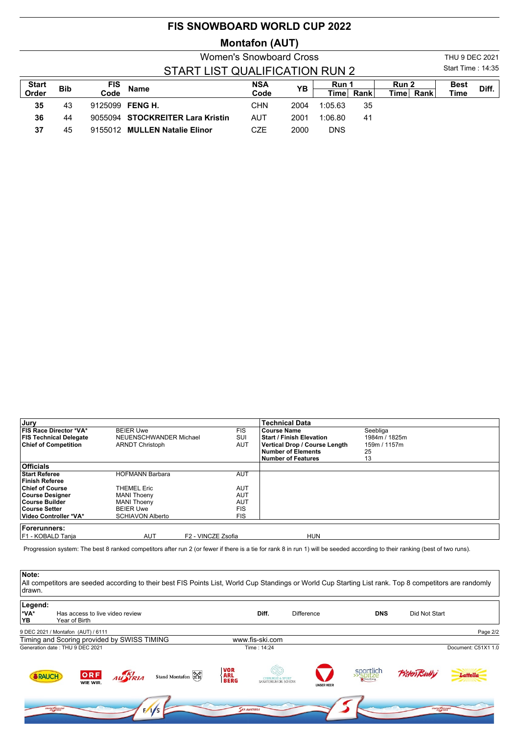# FIS SNOWBOARD WORLD CUP 2022

## Montafon (AUT)

### Women's Snowboard Cross

### START LIST QUALIFICATION RUN 2

THU 9 DEC 2021
Start Time : 14:35

| Start Order | Bib | FIS Code | Name | NSA Code | YB | Run 1 Time | Run 1 Rank | Run 2 Time | Run 2 Rank | Best Time | Diff. |
|---|---|---|---|---|---|---|---|---|---|---|---|
| 35 | 43 | 9125099 | **FENG H.** | CHN | 2004 | 1:05.63 | 35 | | | | |
| 36 | 44 | 9055094 | **STOCKREITER Lara Kristin** | AUT | 2001 | 1:06.80 | 41 | | | | |
| 37 | 45 | 9155012 | **MULLEN Natalie Elinor** | CZE | 2000 | DNS | | | | | |

| Jury | | |
|---|---|---|
| **FIS Race Director *VA*** | BEIER Uwe | FIS |
| **FIS Technical Delegate** | NEUENSCHWANDER Michael | SUI |
| **Chief of Competition** | ARNDT Christoph | AUT |
| **Officials** | | |
| **Start Referee** | HOFMANN Barbara | AUT |
| **Finish Referee** | | |
| **Chief of Course** | THEMEL Eric | AUT |
| **Course Designer** | MANI Thoeny | AUT |
| **Course Builder** | MANI Thoeny | AUT |
| **Course Setter** | BEIER Uwe | FIS |
| **Video Controller *VA*** | SCHIAVON Alberto | FIS |

| Technical Data | |
|---|---|
| **Course Name** | Seebliga |
| **Start / Finish Elevation** | 1984m / 1825m |
| **Vertical Drop / Course Length** | 159m / 1157m |
| **Number of Elements** | 25 |
| **Number of Features** | 13 |

**Forerunners:**
F1 - KOBALD Tanja AUT F2 - VINCZE Zsofia HUN

Progression system: The best 8 ranked competitors after run 2 (or fewer if there is a tie for rank 8 in run 1) will be seeded according to their ranking (best of two runs).

**Note:**
All competitors are seeded according to their best FIS Points List, World Cup Standings or World Cup Starting List rank. Top 8 competitors are randomly drawn.

**Legend:**

| | | | | | |
|---|---|---|---|---|---|
| ***VA*** | Has access to live video review | **Diff.** | Difference | **DNS** | Did Not Start |
| **YB** | Year of Birth | | | | |

9 DEC 2021 / Montafon (AUT) / 6111
Timing and Scoring provided by SWISS TIMING
www.fis-ski.com
Generation date : THU 9 DEC 2021
Time : 14:24
Document: C51X1 1.0